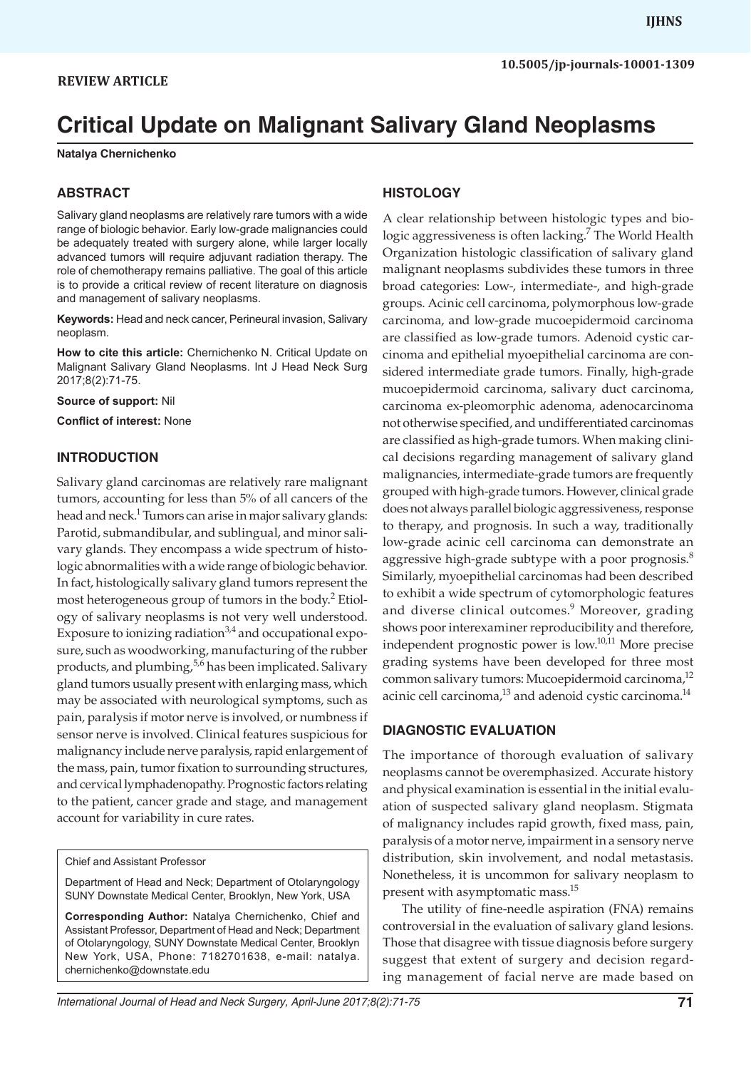REVIEW ARTICLE

10.5005/jp-journals-10001-1309

# Critical Update on Malignant Salivary Gland Neoplasms

**Natalya Chernichenko**

## ABSTRACT

Salivary gland neoplasms are relatively rare tumors with a wide range of biologic behavior. Early low-grade malignancies could be adequately treated with surgery alone, while larger locally advanced tumors will require adjuvant radiation therapy. The role of chemotherapy remains palliative. The goal of this article is to provide a critical review of recent literature on diagnosis and management of salivary neoplasms.

**Keywords:** Head and neck cancer, Perineural invasion, Salivary neoplasm.

**How to cite this article:** Chernichenko N. Critical Update on Malignant Salivary Gland Neoplasms. Int J Head Neck Surg 2017;8(2):71-75.

**Source of support:** Nil

**Conflict of interest:** None

## INTRODUCTION

Salivary gland carcinomas are relatively rare malignant tumors, accounting for less than 5% of all cancers of the head and neck.[1] Tumors can arise in major salivary glands: Parotid, submandibular, and sublingual, and minor salivary glands. They encompass a wide spectrum of histologic abnormalities with a wide range of biologic behavior. In fact, histologically salivary gland tumors represent the most heterogeneous group of tumors in the body.[2] Etiology of salivary neoplasms is not very well understood. Exposure to ionizing radiation[3,4] and occupational exposure, such as woodworking, manufacturing of the rubber products, and plumbing,[5,6] has been implicated. Salivary gland tumors usually present with enlarging mass, which may be associated with neurological symptoms, such as pain, paralysis if motor nerve is involved, or numbness if sensor nerve is involved. Clinical features suspicious for malignancy include nerve paralysis, rapid enlargement of the mass, pain, tumor fixation to surrounding structures, and cervical lymphadenopathy. Prognostic factors relating to the patient, cancer grade and stage, and management account for variability in cure rates.

Chief and Assistant Professor

Department of Head and Neck; Department of Otolaryngology SUNY Downstate Medical Center, Brooklyn, New York, USA

**Corresponding Author:** Natalya Chernichenko, Chief and Assistant Professor, Department of Head and Neck; Department of Otolaryngology, SUNY Downstate Medical Center, Brooklyn New York, USA, Phone: 7182701638, e-mail: natalya.chernichenko@downstate.edu

## HISTOLOGY

A clear relationship between histologic types and biologic aggressiveness is often lacking.[7] The World Health Organization histologic classification of salivary gland malignant neoplasms subdivides these tumors in three broad categories: Low-, intermediate-, and high-grade groups. Acinic cell carcinoma, polymorphous low-grade carcinoma, and low-grade mucoepidermoid carcinoma are classified as low-grade tumors. Adenoid cystic carcinoma and epithelial myoepithelial carcinoma are considered intermediate grade tumors. Finally, high-grade mucoepidermoid carcinoma, salivary duct carcinoma, carcinoma ex-pleomorphic adenoma, adenocarcinoma not otherwise specified, and undifferentiated carcinomas are classified as high-grade tumors. When making clinical decisions regarding management of salivary gland malignancies, intermediate-grade tumors are frequently grouped with high-grade tumors. However, clinical grade does not always parallel biologic aggressiveness, response to therapy, and prognosis. In such a way, traditionally low-grade acinic cell carcinoma can demonstrate an aggressive high-grade subtype with a poor prognosis.[8] Similarly, myoepithelial carcinomas had been described to exhibit a wide spectrum of cytomorphologic features and diverse clinical outcomes.[9] Moreover, grading shows poor interexaminer reproducibility and therefore, independent prognostic power is low.[10,11] More precise grading systems have been developed for three most common salivary tumors: Mucoepidermoid carcinoma,[12] acinic cell carcinoma,[13] and adenoid cystic carcinoma.[14]

## DIAGNOSTIC EVALUATION

The importance of thorough evaluation of salivary neoplasms cannot be overemphasized. Accurate history and physical examination is essential in the initial evaluation of suspected salivary gland neoplasm. Stigmata of malignancy includes rapid growth, fixed mass, pain, paralysis of a motor nerve, impairment in a sensory nerve distribution, skin involvement, and nodal metastasis. Nonetheless, it is uncommon for salivary neoplasm to present with asymptomatic mass.[15]

The utility of fine-needle aspiration (FNA) remains controversial in the evaluation of salivary gland lesions. Those that disagree with tissue diagnosis before surgery suggest that extent of surgery and decision regarding management of facial nerve are made based on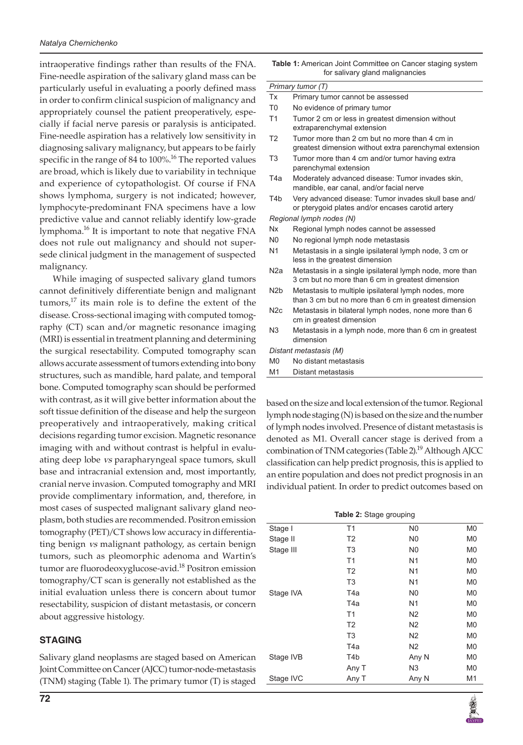intraoperative findings rather than results of the FNA. Fine-needle aspiration of the salivary gland mass can be particularly useful in evaluating a poorly defined mass in order to confirm clinical suspicion of malignancy and appropriately counsel the patient preoperatively, especially if facial nerve paresis or paralysis is anticipated. Fine-needle aspiration has a relatively low sensitivity in diagnosing salivary malignancy, but appears to be fairly specific in the range of 84 to 100%.[16] The reported values are broad, which is likely due to variability in technique and experience of cytopathologist. Of course if FNA shows lymphoma, surgery is not indicated; however, lymphocyte-predominant FNA specimens have a low predictive value and cannot reliably identify low-grade lymphoma.[16] It is important to note that negative FNA does not rule out malignancy and should not supersede clinical judgment in the management of suspected malignancy.

While imaging of suspected salivary gland tumors cannot definitively differentiate benign and malignant tumors,[17] its main role is to define the extent of the disease. Cross-sectional imaging with computed tomography (CT) scan and/or magnetic resonance imaging (MRI) is essential in treatment planning and determining the surgical resectability. Computed tomography scan allows accurate assessment of tumors extending into bony structures, such as mandible, hard palate, and temporal bone. Computed tomography scan should be performed with contrast, as it will give better information about the soft tissue definition of the disease and help the surgeon preoperatively and intraoperatively, making critical decisions regarding tumor excision. Magnetic resonance imaging with and without contrast is helpful in evaluating deep lobe *vs* parapharyngeal space tumors, skull base and intracranial extension and, most importantly, cranial nerve invasion. Computed tomography and MRI provide complimentary information, and, therefore, in most cases of suspected malignant salivary gland neoplasm, both studies are recommended. Positron emission tomography (PET)/CT shows low accuracy in differentiating benign *vs* malignant pathology, as certain benign tumors, such as pleomorphic adenoma and Wartin's tumor are fluorodeoxyglucose-avid.[18] Positron emission tomography/CT scan is generally not established as the initial evaluation unless there is concern about tumor resectability, suspicion of distant metastasis, or concern about aggressive histology.

## STAGING

Salivary gland neoplasms are staged based on American Joint Committee on Cancer (AJCC) tumor-node-metastasis (TNM) staging (Table 1). The primary tumor (T) is staged based on the size and local extension of the tumor. Regional lymph node staging (N) is based on the size and the number of lymph nodes involved. Presence of distant metastasis is denoted as M1. Overall cancer stage is derived from a combination of TNM categories (Table 2).[19] Although AJCC classification can help predict prognosis, this is applied to an entire population and does not predict prognosis in an individual patient. In order to predict outcomes based on

**Table 1:** American Joint Committee on Cancer staging system for salivary gland malignancies

| | |
|---|---|
| *Primary tumor (T)* | |
| Tx | Primary tumor cannot be assessed |
| T0 | No evidence of primary tumor |
| T1 | Tumor 2 cm or less in greatest dimension without extraparenchymal extension |
| T2 | Tumor more than 2 cm but no more than 4 cm in greatest dimension without extra parenchymal extension |
| T3 | Tumor more than 4 cm and/or tumor having extra parenchymal extension |
| T4a | Moderately advanced disease: Tumor invades skin, mandible, ear canal, and/or facial nerve |
| T4b | Very advanced disease: Tumor invades skull base and/or pterygoid plates and/or encases carotid artery |
| *Regional lymph nodes (N)* | |
| Nx | Regional lymph nodes cannot be assessed |
| N0 | No regional lymph node metastasis |
| N1 | Metastasis in a single ipsilateral lymph node, 3 cm or less in the greatest dimension |
| N2a | Metastasis in a single ipsilateral lymph node, more than 3 cm but no more than 6 cm in greatest dimension |
| N2b | Metastasis to multiple ipsilateral lymph nodes, more than 3 cm but no more than 6 cm in greatest dimension |
| N2c | Metastasis in bilateral lymph nodes, none more than 6 cm in greatest dimension |
| N3 | Metastasis in a lymph node, more than 6 cm in greatest dimension |
| *Distant metastasis (M)* | |
| M0 | No distant metastasis |
| M1 | Distant metastasis |

**Table 2:** Stage grouping

| | | | |
|---|---|---|---|
| Stage I | T1 | N0 | M0 |
| Stage II | T2 | N0 | M0 |
| Stage III | T3 | N0 | M0 |
| | T1 | N1 | M0 |
| | T2 | N1 | M0 |
| | T3 | N1 | M0 |
| Stage IVA | T4a | N0 | M0 |
| | T4a | N1 | M0 |
| | T1 | N2 | M0 |
| | T2 | N2 | M0 |
| | T3 | N2 | M0 |
| | T4a | N2 | M0 |
| Stage IVB | T4b | Any N | M0 |
| | Any T | N3 | M0 |
| Stage IVC | Any T | Any N | M1 |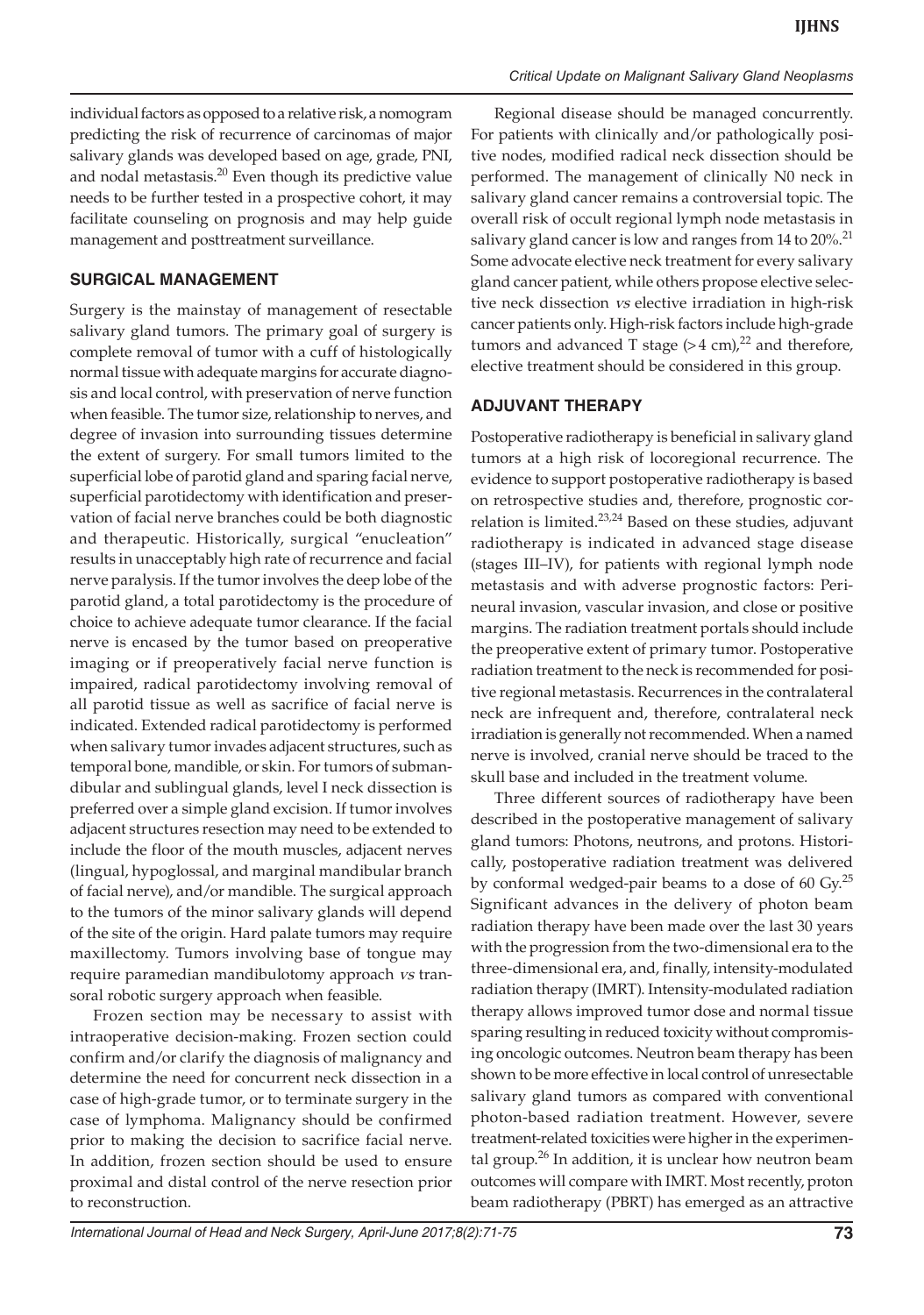individual factors as opposed to a relative risk, a nomogram predicting the risk of recurrence of carcinomas of major salivary glands was developed based on age, grade, PNI, and nodal metastasis.[20] Even though its predictive value needs to be further tested in a prospective cohort, it may facilitate counseling on prognosis and may help guide management and posttreatment surveillance.

## SURGICAL MANAGEMENT

Surgery is the mainstay of management of resectable salivary gland tumors. The primary goal of surgery is complete removal of tumor with a cuff of histologically normal tissue with adequate margins for accurate diagnosis and local control, with preservation of nerve function when feasible. The tumor size, relationship to nerves, and degree of invasion into surrounding tissues determine the extent of surgery. For small tumors limited to the superficial lobe of parotid gland and sparing facial nerve, superficial parotidectomy with identification and preservation of facial nerve branches could be both diagnostic and therapeutic. Historically, surgical "enucleation" results in unacceptably high rate of recurrence and facial nerve paralysis. If the tumor involves the deep lobe of the parotid gland, a total parotidectomy is the procedure of choice to achieve adequate tumor clearance. If the facial nerve is encased by the tumor based on preoperative imaging or if preoperatively facial nerve function is impaired, radical parotidectomy involving removal of all parotid tissue as well as sacrifice of facial nerve is indicated. Extended radical parotidectomy is performed when salivary tumor invades adjacent structures, such as temporal bone, mandible, or skin. For tumors of submandibular and sublingual glands, level I neck dissection is preferred over a simple gland excision. If tumor involves adjacent structures resection may need to be extended to include the floor of the mouth muscles, adjacent nerves (lingual, hypoglossal, and marginal mandibular branch of facial nerve), and/or mandible. The surgical approach to the tumors of the minor salivary glands will depend of the site of the origin. Hard palate tumors may require maxillectomy. Tumors involving base of tongue may require paramedian mandibulotomy approach *vs* transoral robotic surgery approach when feasible.

Frozen section may be necessary to assist with intraoperative decision-making. Frozen section could confirm and/or clarify the diagnosis of malignancy and determine the need for concurrent neck dissection in a case of high-grade tumor, or to terminate surgery in the case of lymphoma. Malignancy should be confirmed prior to making the decision to sacrifice facial nerve. In addition, frozen section should be used to ensure proximal and distal control of the nerve resection prior to reconstruction.

Regional disease should be managed concurrently. For patients with clinically and/or pathologically positive nodes, modified radical neck dissection should be performed. The management of clinically N0 neck in salivary gland cancer remains a controversial topic. The overall risk of occult regional lymph node metastasis in salivary gland cancer is low and ranges from 14 to 20%.[21] Some advocate elective neck treatment for every salivary gland cancer patient, while others propose elective selective neck dissection *vs* elective irradiation in high-risk cancer patients only. High-risk factors include high-grade tumors and advanced T stage (>4 cm),[22] and therefore, elective treatment should be considered in this group.

## ADJUVANT THERAPY

Postoperative radiotherapy is beneficial in salivary gland tumors at a high risk of locoregional recurrence. The evidence to support postoperative radiotherapy is based on retrospective studies and, therefore, prognostic correlation is limited.[23,24] Based on these studies, adjuvant radiotherapy is indicated in advanced stage disease (stages III–IV), for patients with regional lymph node metastasis and with adverse prognostic factors: Perineural invasion, vascular invasion, and close or positive margins. The radiation treatment portals should include the preoperative extent of primary tumor. Postoperative radiation treatment to the neck is recommended for positive regional metastasis. Recurrences in the contralateral neck are infrequent and, therefore, contralateral neck irradiation is generally not recommended. When a named nerve is involved, cranial nerve should be traced to the skull base and included in the treatment volume.

Three different sources of radiotherapy have been described in the postoperative management of salivary gland tumors: Photons, neutrons, and protons. Historically, postoperative radiation treatment was delivered by conformal wedged-pair beams to a dose of 60 Gy.[25] Significant advances in the delivery of photon beam radiation therapy have been made over the last 30 years with the progression from the two-dimensional era to the three-dimensional era, and, finally, intensity-modulated radiation therapy (IMRT). Intensity-modulated radiation therapy allows improved tumor dose and normal tissue sparing resulting in reduced toxicity without compromising oncologic outcomes. Neutron beam therapy has been shown to be more effective in local control of unresectable salivary gland tumors as compared with conventional photon-based radiation treatment. However, severe treatment-related toxicities were higher in the experimental group.[26] In addition, it is unclear how neutron beam outcomes will compare with IMRT. Most recently, proton beam radiotherapy (PBRT) has emerged as an attractive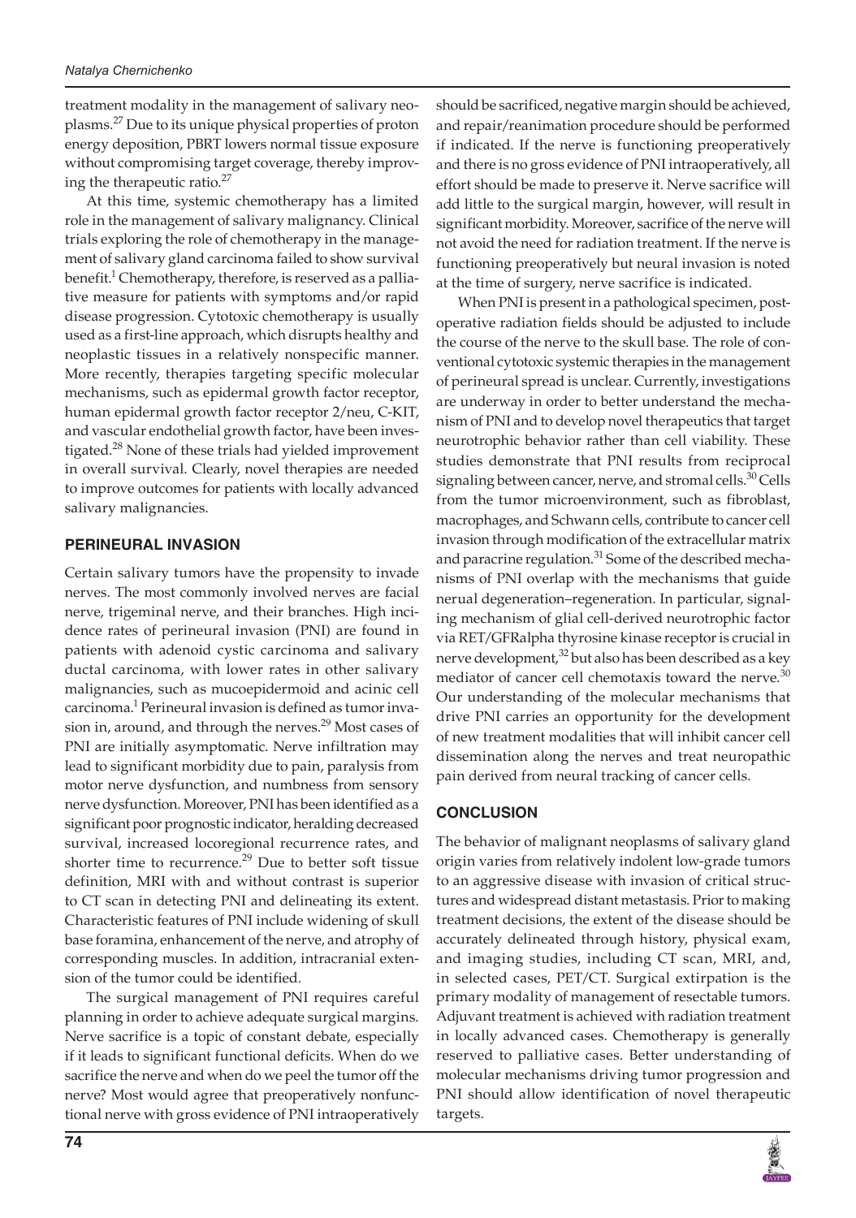treatment modality in the management of salivary neoplasms.[27] Due to its unique physical properties of proton energy deposition, PBRT lowers normal tissue exposure without compromising target coverage, thereby improving the therapeutic ratio.[27]

At this time, systemic chemotherapy has a limited role in the management of salivary malignancy. Clinical trials exploring the role of chemotherapy in the management of salivary gland carcinoma failed to show survival benefit.[1] Chemotherapy, therefore, is reserved as a palliative measure for patients with symptoms and/or rapid disease progression. Cytotoxic chemotherapy is usually used as a first-line approach, which disrupts healthy and neoplastic tissues in a relatively nonspecific manner. More recently, therapies targeting specific molecular mechanisms, such as epidermal growth factor receptor, human epidermal growth factor receptor 2/neu, C-KIT, and vascular endothelial growth factor, have been investigated.[28] None of these trials had yielded improvement in overall survival. Clearly, novel therapies are needed to improve outcomes for patients with locally advanced salivary malignancies.

## PERINEURAL INVASION

Certain salivary tumors have the propensity to invade nerves. The most commonly involved nerves are facial nerve, trigeminal nerve, and their branches. High incidence rates of perineural invasion (PNI) are found in patients with adenoid cystic carcinoma and salivary ductal carcinoma, with lower rates in other salivary malignancies, such as mucoepidermoid and acinic cell carcinoma.[1] Perineural invasion is defined as tumor invasion in, around, and through the nerves.[29] Most cases of PNI are initially asymptomatic. Nerve infiltration may lead to significant morbidity due to pain, paralysis from motor nerve dysfunction, and numbness from sensory nerve dysfunction. Moreover, PNI has been identified as a significant poor prognostic indicator, heralding decreased survival, increased locoregional recurrence rates, and shorter time to recurrence.[29] Due to better soft tissue definition, MRI with and without contrast is superior to CT scan in detecting PNI and delineating its extent. Characteristic features of PNI include widening of skull base foramina, enhancement of the nerve, and atrophy of corresponding muscles. In addition, intracranial extension of the tumor could be identified.

The surgical management of PNI requires careful planning in order to achieve adequate surgical margins. Nerve sacrifice is a topic of constant debate, especially if it leads to significant functional deficits. When do we sacrifice the nerve and when do we peel the tumor off the nerve? Most would agree that preoperatively nonfunctional nerve with gross evidence of PNI intraoperatively should be sacrificed, negative margin should be achieved, and repair/reanimation procedure should be performed if indicated. If the nerve is functioning preoperatively and there is no gross evidence of PNI intraoperatively, all effort should be made to preserve it. Nerve sacrifice will add little to the surgical margin, however, will result in significant morbidity. Moreover, sacrifice of the nerve will not avoid the need for radiation treatment. If the nerve is functioning preoperatively but neural invasion is noted at the time of surgery, nerve sacrifice is indicated.

When PNI is present in a pathological specimen, postoperative radiation fields should be adjusted to include the course of the nerve to the skull base. The role of conventional cytotoxic systemic therapies in the management of perineural spread is unclear. Currently, investigations are underway in order to better understand the mechanism of PNI and to develop novel therapeutics that target neurotrophic behavior rather than cell viability. These studies demonstrate that PNI results from reciprocal signaling between cancer, nerve, and stromal cells.[30] Cells from the tumor microenvironment, such as fibroblast, macrophages, and Schwann cells, contribute to cancer cell invasion through modification of the extracellular matrix and paracrine regulation.[31] Some of the described mechanisms of PNI overlap with the mechanisms that guide nerual degeneration–regeneration. In particular, signaling mechanism of glial cell-derived neurotrophic factor via RET/GFRalpha thyrosine kinase receptor is crucial in nerve development,[32] but also has been described as a key mediator of cancer cell chemotaxis toward the nerve.[30] Our understanding of the molecular mechanisms that drive PNI carries an opportunity for the development of new treatment modalities that will inhibit cancer cell dissemination along the nerves and treat neuropathic pain derived from neural tracking of cancer cells.

## CONCLUSION

The behavior of malignant neoplasms of salivary gland origin varies from relatively indolent low-grade tumors to an aggressive disease with invasion of critical structures and widespread distant metastasis. Prior to making treatment decisions, the extent of the disease should be accurately delineated through history, physical exam, and imaging studies, including CT scan, MRI, and, in selected cases, PET/CT. Surgical extirpation is the primary modality of management of resectable tumors. Adjuvant treatment is achieved with radiation treatment in locally advanced cases. Chemotherapy is generally reserved to palliative cases. Better understanding of molecular mechanisms driving tumor progression and PNI should allow identification of novel therapeutic targets.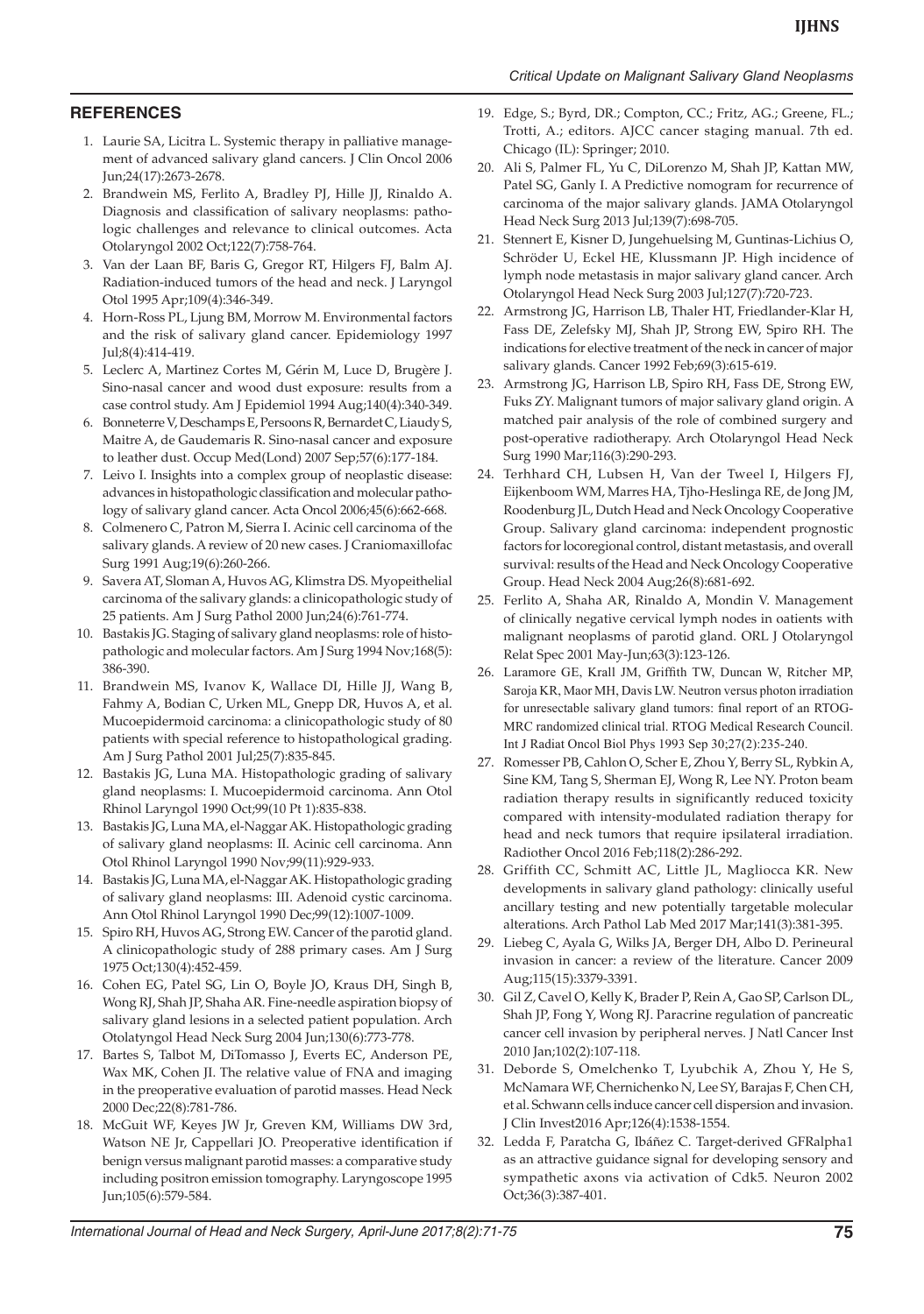## REFERENCES

1. Laurie SA, Licitra L. Systemic therapy in palliative management of advanced salivary gland cancers. J Clin Oncol 2006 Jun;24(17):2673-2678.
2. Brandwein MS, Ferlito A, Bradley PJ, Hille JJ, Rinaldo A. Diagnosis and classification of salivary neoplasms: pathologic challenges and relevance to clinical outcomes. Acta Otolaryngol 2002 Oct;122(7):758-764.
3. Van der Laan BF, Baris G, Gregor RT, Hilgers FJ, Balm AJ. Radiation-induced tumors of the head and neck. J Laryngol Otol 1995 Apr;109(4):346-349.
4. Horn-Ross PL, Ljung BM, Morrow M. Environmental factors and the risk of salivary gland cancer. Epidemiology 1997 Jul;8(4):414-419.
5. Leclerc A, Martinez Cortes M, Gérin M, Luce D, Brugère J. Sino-nasal cancer and wood dust exposure: results from a case control study. Am J Epidemiol 1994 Aug;140(4):340-349.
6. Bonneterre V, Deschamps E, Persoons R, Bernardet C, Liaudy S, Maitre A, de Gaudemaris R. Sino-nasal cancer and exposure to leather dust. Occup Med(Lond) 2007 Sep;57(6):177-184.
7. Leivo I. Insights into a complex group of neoplastic disease: advances in histopathologic classification and molecular pathology of salivary gland cancer. Acta Oncol 2006;45(6):662-668.
8. Colmenero C, Patron M, Sierra I. Acinic cell carcinoma of the salivary glands. A review of 20 new cases. J Craniomaxillofac Surg 1991 Aug;19(6):260-266.
9. Savera AT, Sloman A, Huvos AG, Klimstra DS. Myopeithelial carcinoma of the salivary glands: a clinicopathologic study of 25 patients. Am J Surg Pathol 2000 Jun;24(6):761-774.
10. Bastakis JG. Staging of salivary gland neoplasms: role of histopathologic and molecular factors. Am J Surg 1994 Nov;168(5): 386-390.
11. Brandwein MS, Ivanov K, Wallace DI, Hille JJ, Wang B, Fahmy A, Bodian C, Urken ML, Gnepp DR, Huvos A, et al. Mucoepidermoid carcinoma: a clinicopathologic study of 80 patients with special reference to histopathological grading. Am J Surg Pathol 2001 Jul;25(7):835-845.
12. Bastakis JG, Luna MA. Histopathologic grading of salivary gland neoplasms: I. Mucoepidermoid carcinoma. Ann Otol Rhinol Laryngol 1990 Oct;99(10 Pt 1):835-838.
13. Bastakis JG, Luna MA, el-Naggar AK. Histopathologic grading of salivary gland neoplasms: II. Acinic cell carcinoma. Ann Otol Rhinol Laryngol 1990 Nov;99(11):929-933.
14. Bastakis JG, Luna MA, el-Naggar AK. Histopathologic grading of salivary gland neoplasms: III. Adenoid cystic carcinoma. Ann Otol Rhinol Laryngol 1990 Dec;99(12):1007-1009.
15. Spiro RH, Huvos AG, Strong EW. Cancer of the parotid gland. A clinicopathologic study of 288 primary cases. Am J Surg 1975 Oct;130(4):452-459.
16. Cohen EG, Patel SG, Lin O, Boyle JO, Kraus DH, Singh B, Wong RJ, Shah JP, Shaha AR. Fine-needle aspiration biopsy of salivary gland lesions in a selected patient population. Arch Otolatyngol Head Neck Surg 2004 Jun;130(6):773-778.
17. Bartes S, Talbot M, DiTomasso J, Everts EC, Anderson PE, Wax MK, Cohen JI. The relative value of FNA and imaging in the preoperative evaluation of parotid masses. Head Neck 2000 Dec;22(8):781-786.
18. McGuit WF, Keyes JW Jr, Greven KM, Williams DW 3rd, Watson NE Jr, Cappellari JO. Preoperative identification if benign versus malignant parotid masses: a comparative study including positron emission tomography. Laryngoscope 1995 Jun;105(6):579-584.
19. Edge, S.; Byrd, DR.; Compton, CC.; Fritz, AG.; Greene, FL.; Trotti, A.; editors. AJCC cancer staging manual. 7th ed. Chicago (IL): Springer; 2010.
20. Ali S, Palmer FL, Yu C, DiLorenzo M, Shah JP, Kattan MW, Patel SG, Ganly I. A Predictive nomogram for recurrence of carcinoma of the major salivary glands. JAMA Otolaryngol Head Neck Surg 2013 Jul;139(7):698-705.
21. Stennert E, Kisner D, Jungehuelsing M, Guntinas-Lichius O, Schröder U, Eckel HE, Klussmann JP. High incidence of lymph node metastasis in major salivary gland cancer. Arch Otolaryngol Head Neck Surg 2003 Jul;127(7):720-723.
22. Armstrong JG, Harrison LB, Thaler HT, Friedlander-Klar H, Fass DE, Zelefsky MJ, Shah JP, Strong EW, Spiro RH. The indications for elective treatment of the neck in cancer of major salivary glands. Cancer 1992 Feb;69(3):615-619.
23. Armstrong JG, Harrison LB, Spiro RH, Fass DE, Strong EW, Fuks ZY. Malignant tumors of major salivary gland origin. A matched pair analysis of the role of combined surgery and post-operative radiotherapy. Arch Otolaryngol Head Neck Surg 1990 Mar;116(3):290-293.
24. Terhhard CH, Lubsen H, Van der Tweel I, Hilgers FJ, Eijkenboom WM, Marres HA, Tjho-Heslinga RE, de Jong JM, Roodenburg JL, Dutch Head and Neck Oncology Cooperative Group. Salivary gland carcinoma: independent prognostic factors for locoregional control, distant metastasis, and overall survival: results of the Head and Neck Oncology Cooperative Group. Head Neck 2004 Aug;26(8):681-692.
25. Ferlito A, Shaha AR, Rinaldo A, Mondin V. Management of clinically negative cervical lymph nodes in oatients with malignant neoplasms of parotid gland. ORL J Otolaryngol Relat Spec 2001 May-Jun;63(3):123-126.
26. Laramore GE, Krall JM, Griffith TW, Duncan W, Ritcher MP, Saroja KR, Maor MH, Davis LW. Neutron versus photon irradiation for unresectable salivary gland tumors: final report of an RTOG-MRC randomized clinical trial. RTOG Medical Research Council. Int J Radiat Oncol Biol Phys 1993 Sep 30;27(2):235-240.
27. Romesser PB, Cahlon O, Scher E, Zhou Y, Berry SL, Rybkin A, Sine KM, Tang S, Sherman EJ, Wong R, Lee NY. Proton beam radiation therapy results in significantly reduced toxicity compared with intensity-modulated radiation therapy for head and neck tumors that require ipsilateral irradiation. Radiother Oncol 2016 Feb;118(2):286-292.
28. Griffith CC, Schmitt AC, Little JL, Magliocca KR. New developments in salivary gland pathology: clinically useful ancillary testing and new potentially targetable molecular alterations. Arch Pathol Lab Med 2017 Mar;141(3):381-395.
29. Liebeg C, Ayala G, Wilks JA, Berger DH, Albo D. Perineural invasion in cancer: a review of the literature. Cancer 2009 Aug;115(15):3379-3391.
30. Gil Z, Cavel O, Kelly K, Brader P, Rein A, Gao SP, Carlson DL, Shah JP, Fong Y, Wong RJ. Paracrine regulation of pancreatic cancer cell invasion by peripheral nerves. J Natl Cancer Inst 2010 Jan;102(2):107-118.
31. Deborde S, Omelchenko T, Lyubchik A, Zhou Y, He S, McNamara WF, Chernichenko N, Lee SY, Barajas F, Chen CH, et al. Schwann cells induce cancer cell dispersion and invasion. J Clin Invest2016 Apr;126(4):1538-1554.
32. Ledda F, Paratcha G, Ibáñez C. Target-derived GFRalpha1 as an attractive guidance signal for developing sensory and sympathetic axons via activation of Cdk5. Neuron 2002 Oct;36(3):387-401.